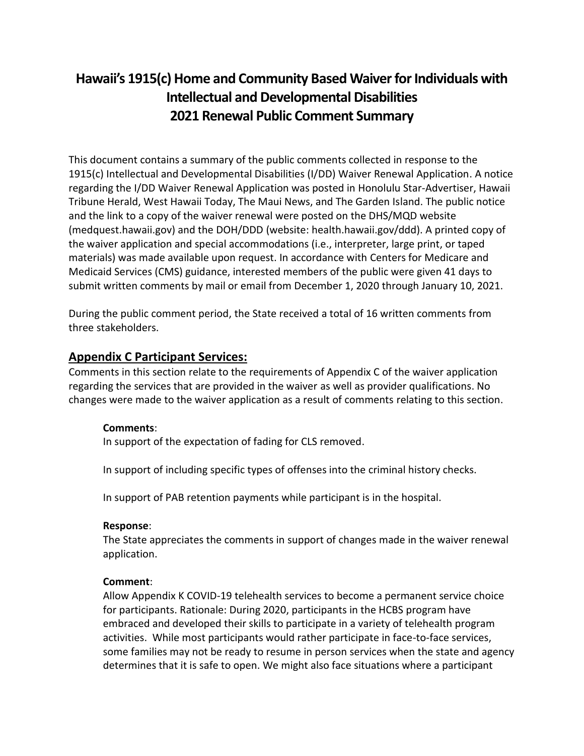# Hawaii's 1915(c) Home and Community Based Waiver for Individuals with Intellectual and Developmental Disabilities 2021 Renewal Public Comment Summary

This document contains a summary of the public comments collected in response to the 1915(c) Intellectual and Developmental Disabilities (I/DD) Waiver Renewal Application. A notice regarding the I/DD Waiver Renewal Application was posted in Honolulu Star-Advertiser, Hawaii Tribune Herald, West Hawaii Today, The Maui News, and The Garden Island. The public notice and the link to a copy of the waiver renewal were posted on the DHS/MQD website (medquest.hawaii.gov) and the DOH/DDD (website: health.hawaii.gov/ddd). A printed copy of the waiver application and special accommodations (i.e., interpreter, large print, or taped materials) was made available upon request. In accordance with Centers for Medicare and Medicaid Services (CMS) guidance, interested members of the public were given 41 days to submit written comments by mail or email from December 1, 2020 through January 10, 2021.

During the public comment period, the State received a total of 16 written comments from three stakeholders.

## Appendix C Participant Services:

Comments in this section relate to the requirements of Appendix C of the waiver application regarding the services that are provided in the waiver as well as provider qualifications. No changes were made to the waiver application as a result of comments relating to this section.

**Comments**:

In support of the expectation of fading for CLS removed.

In support of including specific types of offenses into the criminal history checks.

In support of PAB retention payments while participant is in the hospital.

**Response**:

The State appreciates the comments in support of changes made in the waiver renewal application.

**Comment**:

Allow Appendix K COVID-19 telehealth services to become a permanent service choice for participants. Rationale: During 2020, participants in the HCBS program have embraced and developed their skills to participate in a variety of telehealth program activities. While most participants would rather participate in face-to-face services, some families may not be ready to resume in person services when the state and agency determines that it is safe to open. We might also face situations where a participant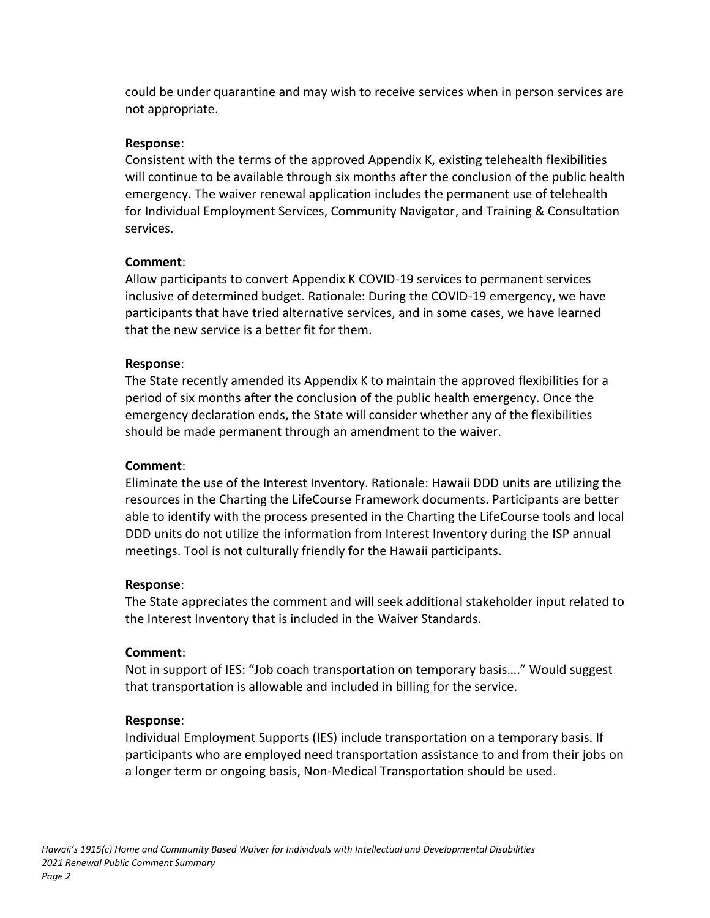could be under quarantine and may wish to receive services when in person services are not appropriate.

**Response**:
Consistent with the terms of the approved Appendix K, existing telehealth flexibilities will continue to be available through six months after the conclusion of the public health emergency. The waiver renewal application includes the permanent use of telehealth for Individual Employment Services, Community Navigator, and Training & Consultation services.

**Comment**:
Allow participants to convert Appendix K COVID-19 services to permanent services inclusive of determined budget. Rationale: During the COVID-19 emergency, we have participants that have tried alternative services, and in some cases, we have learned that the new service is a better fit for them.

**Response**:
The State recently amended its Appendix K to maintain the approved flexibilities for a period of six months after the conclusion of the public health emergency. Once the emergency declaration ends, the State will consider whether any of the flexibilities should be made permanent through an amendment to the waiver.

**Comment**:
Eliminate the use of the Interest Inventory. Rationale: Hawaii DDD units are utilizing the resources in the Charting the LifeCourse Framework documents. Participants are better able to identify with the process presented in the Charting the LifeCourse tools and local DDD units do not utilize the information from Interest Inventory during the ISP annual meetings. Tool is not culturally friendly for the Hawaii participants.

**Response**:
The State appreciates the comment and will seek additional stakeholder input related to the Interest Inventory that is included in the Waiver Standards.

**Comment**:
Not in support of IES: "Job coach transportation on temporary basis…." Would suggest that transportation is allowable and included in billing for the service.

**Response**:
Individual Employment Supports (IES) include transportation on a temporary basis. If participants who are employed need transportation assistance to and from their jobs on a longer term or ongoing basis, Non-Medical Transportation should be used.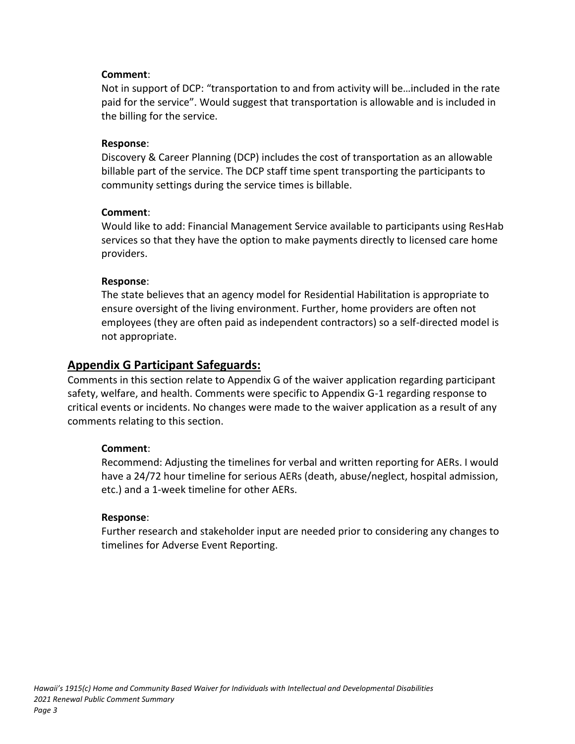**Comment**:

Not in support of DCP: "transportation to and from activity will be…included in the rate paid for the service". Would suggest that transportation is allowable and is included in the billing for the service.

**Response**:

Discovery & Career Planning (DCP) includes the cost of transportation as an allowable billable part of the service. The DCP staff time spent transporting the participants to community settings during the service times is billable.

**Comment**:

Would like to add: Financial Management Service available to participants using ResHab services so that they have the option to make payments directly to licensed care home providers.

**Response**:

The state believes that an agency model for Residential Habilitation is appropriate to ensure oversight of the living environment. Further, home providers are often not employees (they are often paid as independent contractors) so a self-directed model is not appropriate.

## Appendix G Participant Safeguards:

Comments in this section relate to Appendix G of the waiver application regarding participant safety, welfare, and health. Comments were specific to Appendix G-1 regarding response to critical events or incidents. No changes were made to the waiver application as a result of any comments relating to this section.

**Comment**:

Recommend: Adjusting the timelines for verbal and written reporting for AERs. I would have a 24/72 hour timeline for serious AERs (death, abuse/neglect, hospital admission, etc.) and a 1-week timeline for other AERs.

**Response**:

Further research and stakeholder input are needed prior to considering any changes to timelines for Adverse Event Reporting.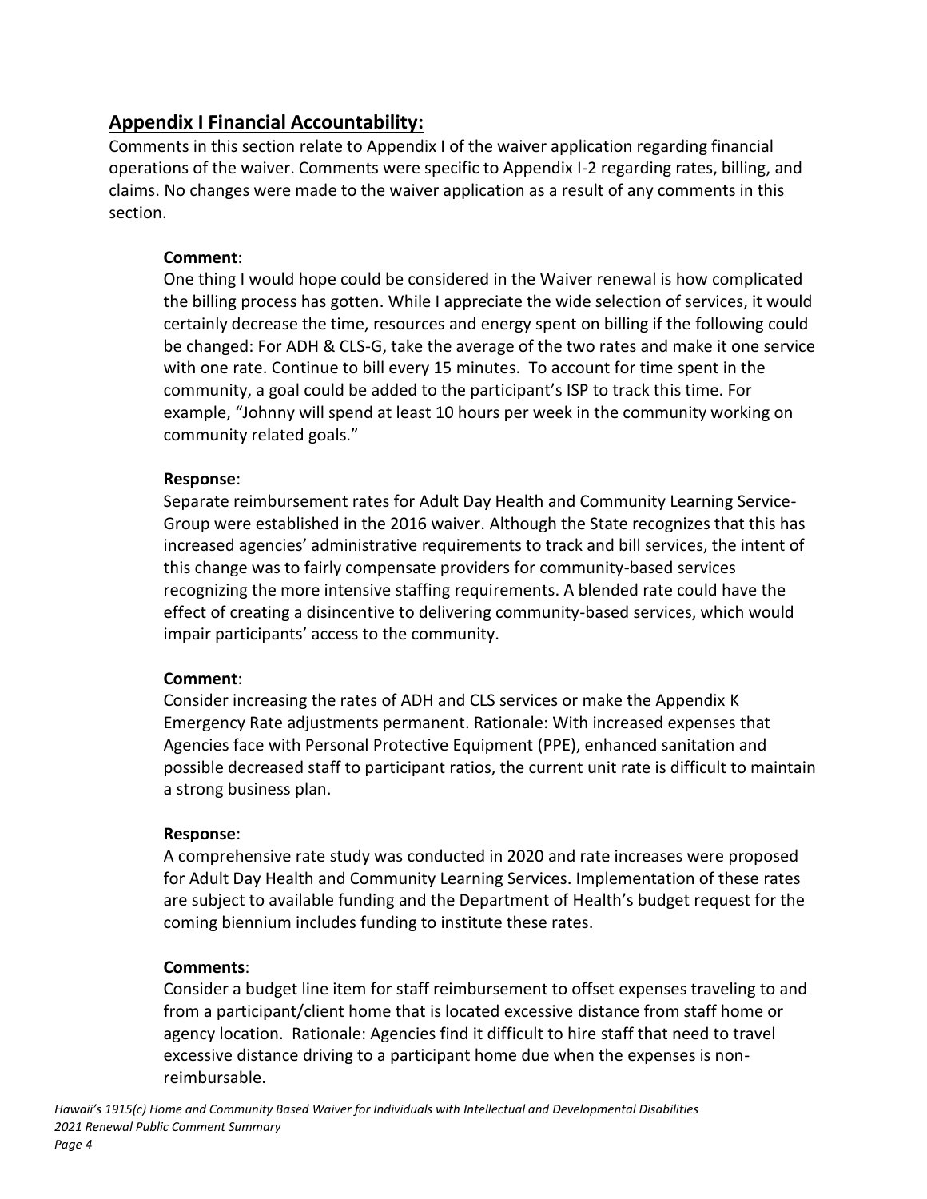## Appendix I Financial Accountability:

Comments in this section relate to Appendix I of the waiver application regarding financial operations of the waiver. Comments were specific to Appendix I-2 regarding rates, billing, and claims. No changes were made to the waiver application as a result of any comments in this section.

**Comment**:

One thing I would hope could be considered in the Waiver renewal is how complicated the billing process has gotten. While I appreciate the wide selection of services, it would certainly decrease the time, resources and energy spent on billing if the following could be changed: For ADH & CLS-G, take the average of the two rates and make it one service with one rate. Continue to bill every 15 minutes. To account for time spent in the community, a goal could be added to the participant's ISP to track this time. For example, "Johnny will spend at least 10 hours per week in the community working on community related goals."

**Response**:

Separate reimbursement rates for Adult Day Health and Community Learning Service-Group were established in the 2016 waiver. Although the State recognizes that this has increased agencies' administrative requirements to track and bill services, the intent of this change was to fairly compensate providers for community-based services recognizing the more intensive staffing requirements. A blended rate could have the effect of creating a disincentive to delivering community-based services, which would impair participants' access to the community.

**Comment**:

Consider increasing the rates of ADH and CLS services or make the Appendix K Emergency Rate adjustments permanent. Rationale: With increased expenses that Agencies face with Personal Protective Equipment (PPE), enhanced sanitation and possible decreased staff to participant ratios, the current unit rate is difficult to maintain a strong business plan.

**Response**:

A comprehensive rate study was conducted in 2020 and rate increases were proposed for Adult Day Health and Community Learning Services. Implementation of these rates are subject to available funding and the Department of Health's budget request for the coming biennium includes funding to institute these rates.

**Comments**:

Consider a budget line item for staff reimbursement to offset expenses traveling to and from a participant/client home that is located excessive distance from staff home or agency location. Rationale: Agencies find it difficult to hire staff that need to travel excessive distance driving to a participant home due when the expenses is non-reimbursable.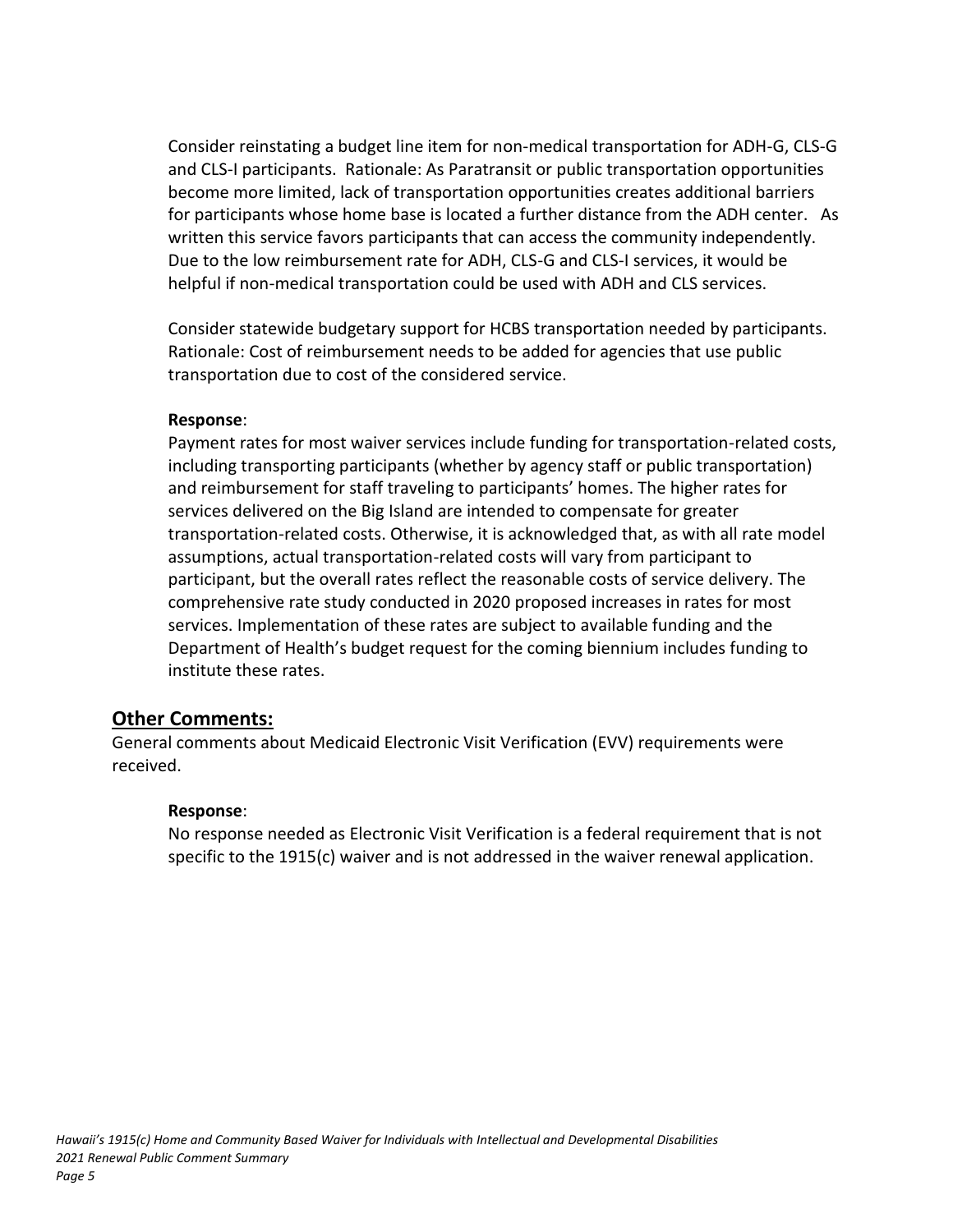Consider reinstating a budget line item for non-medical transportation for ADH-G, CLS-G and CLS-I participants. Rationale: As Paratransit or public transportation opportunities become more limited, lack of transportation opportunities creates additional barriers for participants whose home base is located a further distance from the ADH center. As written this service favors participants that can access the community independently. Due to the low reimbursement rate for ADH, CLS-G and CLS-I services, it would be helpful if non-medical transportation could be used with ADH and CLS services.

Consider statewide budgetary support for HCBS transportation needed by participants. Rationale: Cost of reimbursement needs to be added for agencies that use public transportation due to cost of the considered service.

**Response**:
Payment rates for most waiver services include funding for transportation-related costs, including transporting participants (whether by agency staff or public transportation) and reimbursement for staff traveling to participants' homes. The higher rates for services delivered on the Big Island are intended to compensate for greater transportation-related costs. Otherwise, it is acknowledged that, as with all rate model assumptions, actual transportation-related costs will vary from participant to participant, but the overall rates reflect the reasonable costs of service delivery. The comprehensive rate study conducted in 2020 proposed increases in rates for most services. Implementation of these rates are subject to available funding and the Department of Health's budget request for the coming biennium includes funding to institute these rates.

## Other Comments:

General comments about Medicaid Electronic Visit Verification (EVV) requirements were received.

**Response**:
No response needed as Electronic Visit Verification is a federal requirement that is not specific to the 1915(c) waiver and is not addressed in the waiver renewal application.